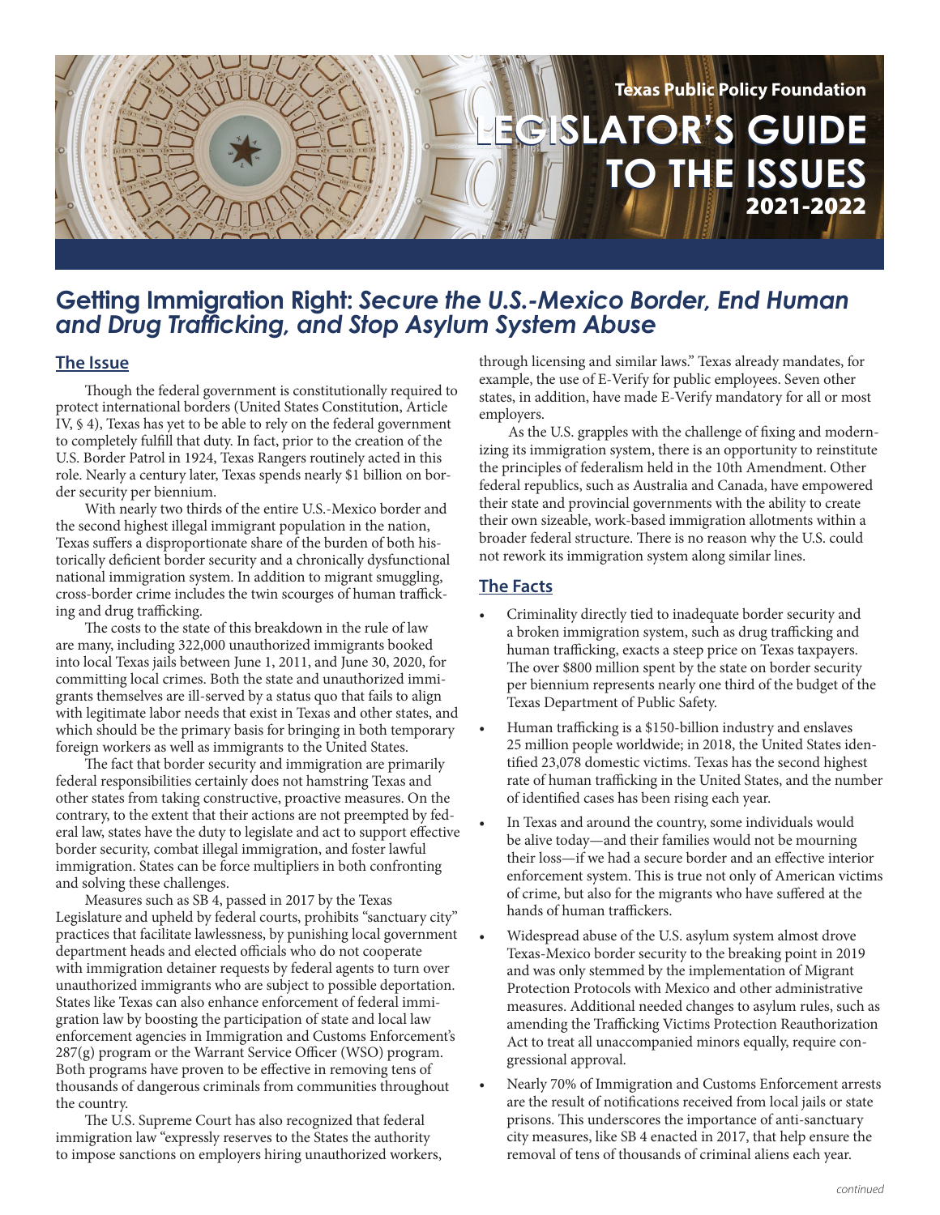Texas Public Policy Foundation

# LEGISLATOR'S GUIDE TO THE ISSUES 2021-2022

## Getting Immigration Right: *Secure the U.S.-Mexico Border, End Human and Drug Trafficking, and Stop Asylum System Abuse*

### The Issue

Though the federal government is constitutionally required to protect international borders (United States Constitution, Article IV, § 4), Texas has yet to be able to rely on the federal government to completely fulfill that duty. In fact, prior to the creation of the U.S. Border Patrol in 1924, Texas Rangers routinely acted in this role. Nearly a century later, Texas spends nearly $1 billion on border security per biennium.

With nearly two thirds of the entire U.S.-Mexico border and the second highest illegal immigrant population in the nation, Texas suffers a disproportionate share of the burden of both historically deficient border security and a chronically dysfunctional national immigration system. In addition to migrant smuggling, cross-border crime includes the twin scourges of human trafficking and drug trafficking.

The costs to the state of this breakdown in the rule of law are many, including 322,000 unauthorized immigrants booked into local Texas jails between June 1, 2011, and June 30, 2020, for committing local crimes. Both the state and unauthorized immigrants themselves are ill-served by a status quo that fails to align with legitimate labor needs that exist in Texas and other states, and which should be the primary basis for bringing in both temporary foreign workers as well as immigrants to the United States.

The fact that border security and immigration are primarily federal responsibilities certainly does not hamstring Texas and other states from taking constructive, proactive measures. On the contrary, to the extent that their actions are not preempted by federal law, states have the duty to legislate and act to support effective border security, combat illegal immigration, and foster lawful immigration. States can be force multipliers in both confronting and solving these challenges.

Measures such as SB 4, passed in 2017 by the Texas Legislature and upheld by federal courts, prohibits "sanctuary city" practices that facilitate lawlessness, by punishing local government department heads and elected officials who do not cooperate with immigration detainer requests by federal agents to turn over unauthorized immigrants who are subject to possible deportation. States like Texas can also enhance enforcement of federal immigration law by boosting the participation of state and local law enforcement agencies in Immigration and Customs Enforcement's 287(g) program or the Warrant Service Officer (WSO) program. Both programs have proven to be effective in removing tens of thousands of dangerous criminals from communities throughout the country.

The U.S. Supreme Court has also recognized that federal immigration law "expressly reserves to the States the authority to impose sanctions on employers hiring unauthorized workers, through licensing and similar laws." Texas already mandates, for example, the use of E-Verify for public employees. Seven other states, in addition, have made E-Verify mandatory for all or most employers.

As the U.S. grapples with the challenge of fixing and modernizing its immigration system, there is an opportunity to reinstitute the principles of federalism held in the 10th Amendment. Other federal republics, such as Australia and Canada, have empowered their state and provincial governments with the ability to create their own sizeable, work-based immigration allotments within a broader federal structure. There is no reason why the U.S. could not rework its immigration system along similar lines.

### The Facts

- Criminality directly tied to inadequate border security and a broken immigration system, such as drug trafficking and human trafficking, exacts a steep price on Texas taxpayers. The over $800 million spent by the state on border security per biennium represents nearly one third of the budget of the Texas Department of Public Safety.
- Human trafficking is a $150-billion industry and enslaves 25 million people worldwide; in 2018, the United States identified 23,078 domestic victims. Texas has the second highest rate of human trafficking in the United States, and the number of identified cases has been rising each year.
- In Texas and around the country, some individuals would be alive today—and their families would not be mourning their loss—if we had a secure border and an effective interior enforcement system. This is true not only of American victims of crime, but also for the migrants who have suffered at the hands of human traffickers.
- Widespread abuse of the U.S. asylum system almost drove Texas-Mexico border security to the breaking point in 2019 and was only stemmed by the implementation of Migrant Protection Protocols with Mexico and other administrative measures. Additional needed changes to asylum rules, such as amending the Trafficking Victims Protection Reauthorization Act to treat all unaccompanied minors equally, require congressional approval.
- Nearly 70% of Immigration and Customs Enforcement arrests are the result of notifications received from local jails or state prisons. This underscores the importance of anti-sanctuary city measures, like SB 4 enacted in 2017, that help ensure the removal of tens of thousands of criminal aliens each year.

*continued*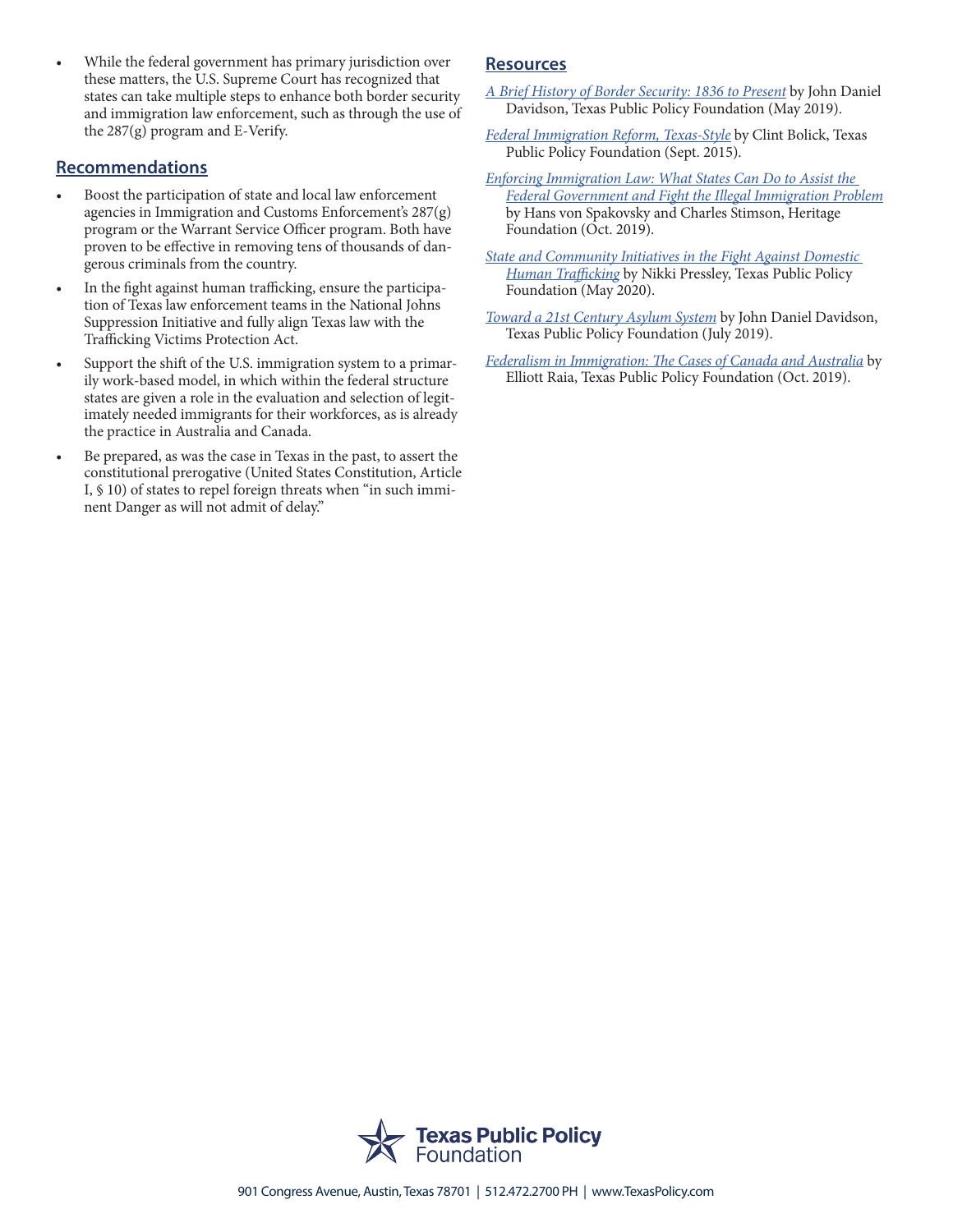- While the federal government has primary jurisdiction over these matters, the U.S. Supreme Court has recognized that states can take multiple steps to enhance both border security and immigration law enforcement, such as through the use of the 287(g) program and E-Verify.

## Recommendations

- Boost the participation of state and local law enforcement agencies in Immigration and Customs Enforcement's 287(g) program or the Warrant Service Officer program. Both have proven to be effective in removing tens of thousands of dangerous criminals from the country.
- In the fight against human trafficking, ensure the participation of Texas law enforcement teams in the National Johns Suppression Initiative and fully align Texas law with the Trafficking Victims Protection Act.
- Support the shift of the U.S. immigration system to a primarily work-based model, in which within the federal structure states are given a role in the evaluation and selection of legitimately needed immigrants for their workforces, as is already the practice in Australia and Canada.
- Be prepared, as was the case in Texas in the past, to assert the constitutional prerogative (United States Constitution, Article I, § 10) of states to repel foreign threats when "in such imminent Danger as will not admit of delay."

## Resources

*A Brief History of Border Security: 1836 to Present* by John Daniel Davidson, Texas Public Policy Foundation (May 2019).

*Federal Immigration Reform, Texas-Style* by Clint Bolick, Texas Public Policy Foundation (Sept. 2015).

*Enforcing Immigration Law: What States Can Do to Assist the Federal Government and Fight the Illegal Immigration Problem* by Hans von Spakovsky and Charles Stimson, Heritage Foundation (Oct. 2019).

*State and Community Initiatives in the Fight Against Domestic Human Trafficking* by Nikki Pressley, Texas Public Policy Foundation (May 2020).

*Toward a 21st Century Asylum System* by John Daniel Davidson, Texas Public Policy Foundation (July 2019).

*Federalism in Immigration: The Cases of Canada and Australia* by Elliott Raia, Texas Public Policy Foundation (Oct. 2019).

Texas Public Policy Foundation

901 Congress Avenue, Austin, Texas 78701 | 512.472.2700 PH | www.TexasPolicy.com